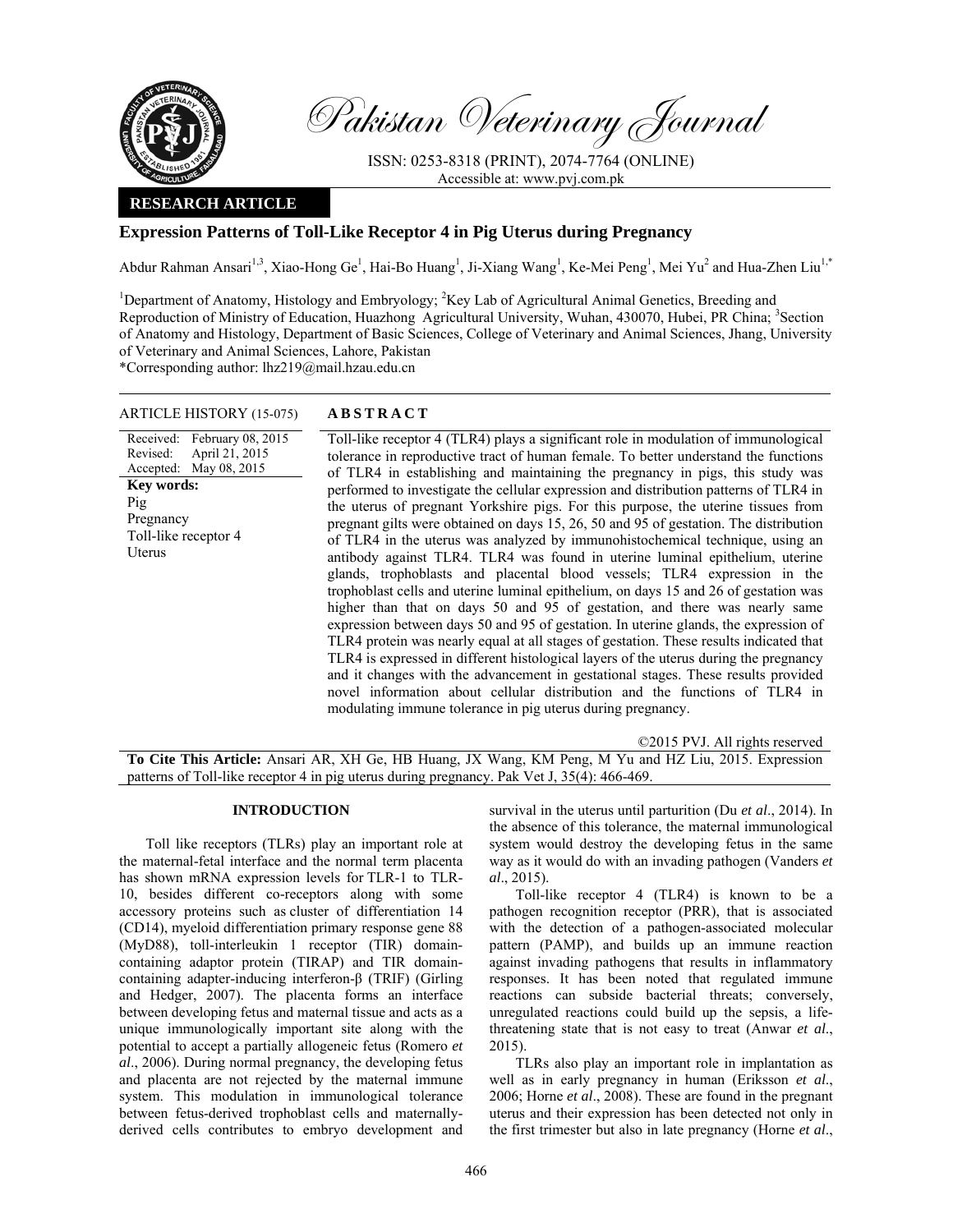Pakistan Veterinary Journal

ISSN: 0253-8318 (PRINT), 2074-7764 (ONLINE)
Accessible at: www.pvj.com.pk

**RESEARCH ARTICLE**

# Expression Patterns of Toll-Like Receptor 4 in Pig Uterus during Pregnancy

Abdur Rahman Ansari[1,3], Xiao-Hong Ge[1], Hai-Bo Huang[1], Ji-Xiang Wang[1], Ke-Mei Peng[1], Mei Yu[2] and Hua-Zhen Liu[1,*]

[1]Department of Anatomy, Histology and Embryology; [2]Key Lab of Agricultural Animal Genetics, Breeding and Reproduction of Ministry of Education, Huazhong Agricultural University, Wuhan, 430070, Hubei, PR China; [3]Section of Anatomy and Histology, Department of Basic Sciences, College of Veterinary and Animal Sciences, Jhang, University of Veterinary and Animal Sciences, Lahore, Pakistan

*Corresponding author: lhz219@mail.hzau.edu.cn

**ARTICLE HISTORY** (15-075)

Received: February 08, 2015
Revised: April 21, 2015
Accepted: May 08, 2015

**Key words:**
Pig
Pregnancy
Toll-like receptor 4
Uterus

**ABSTRACT**

Toll-like receptor 4 (TLR4) plays a significant role in modulation of immunological tolerance in reproductive tract of human female. To better understand the functions of TLR4 in establishing and maintaining the pregnancy in pigs, this study was performed to investigate the cellular expression and distribution patterns of TLR4 in the uterus of pregnant Yorkshire pigs. For this purpose, the uterine tissues from pregnant gilts were obtained on days 15, 26, 50 and 95 of gestation. The distribution of TLR4 in the uterus was analyzed by immunohistochemical technique, using an antibody against TLR4. TLR4 was found in uterine luminal epithelium, uterine glands, trophoblasts and placental blood vessels; TLR4 expression in the trophoblast cells and uterine luminal epithelium, on days 15 and 26 of gestation was higher than that on days 50 and 95 of gestation, and there was nearly same expression between days 50 and 95 of gestation. In uterine glands, the expression of TLR4 protein was nearly equal at all stages of gestation. These results indicated that TLR4 is expressed in different histological layers of the uterus during the pregnancy and it changes with the advancement in gestational stages. These results provided novel information about cellular distribution and the functions of TLR4 in modulating immune tolerance in pig uterus during pregnancy.

©2015 PVJ. All rights reserved

**To Cite This Article:** Ansari AR, XH Ge, HB Huang, JX Wang, KM Peng, M Yu and HZ Liu, 2015. Expression patterns of Toll-like receptor 4 in pig uterus during pregnancy. Pak Vet J, 35(4): 466-469.

## INTRODUCTION

Toll like receptors (TLRs) play an important role at the maternal-fetal interface and the normal term placenta has shown mRNA expression levels for TLR-1 to TLR-10, besides different co-receptors along with some accessory proteins such as cluster of differentiation 14 (CD14), myeloid differentiation primary response gene 88 (MyD88), toll-interleukin 1 receptor (TIR) domain-containing adaptor protein (TIRAP) and TIR domain-containing adapter-inducing interferon-β (TRIF) (Girling and Hedger, 2007). The placenta forms an interface between developing fetus and maternal tissue and acts as a unique immunologically important site along with the potential to accept a partially allogeneic fetus (Romero *et al*., 2006). During normal pregnancy, the developing fetus and placenta are not rejected by the maternal immune system. This modulation in immunological tolerance between fetus-derived trophoblast cells and maternally-derived cells contributes to embryo development and survival in the uterus until parturition (Du *et al*., 2014). In the absence of this tolerance, the maternal immunological system would destroy the developing fetus in the same way as it would do with an invading pathogen (Vanders *et al*., 2015).

Toll-like receptor 4 (TLR4) is known to be a pathogen recognition receptor (PRR), that is associated with the detection of a pathogen-associated molecular pattern (PAMP), and builds up an immune reaction against invading pathogens that results in inflammatory responses. It has been noted that regulated immune reactions can subside bacterial threats; conversely, unregulated reactions could build up the sepsis, a life-threatening state that is not easy to treat (Anwar *et al*., 2015).

TLRs also play an important role in implantation as well as in early pregnancy in human (Eriksson *et al*., 2006; Horne *et al*., 2008). These are found in the pregnant uterus and their expression has been detected not only in the first trimester but also in late pregnancy (Horne *et al*.,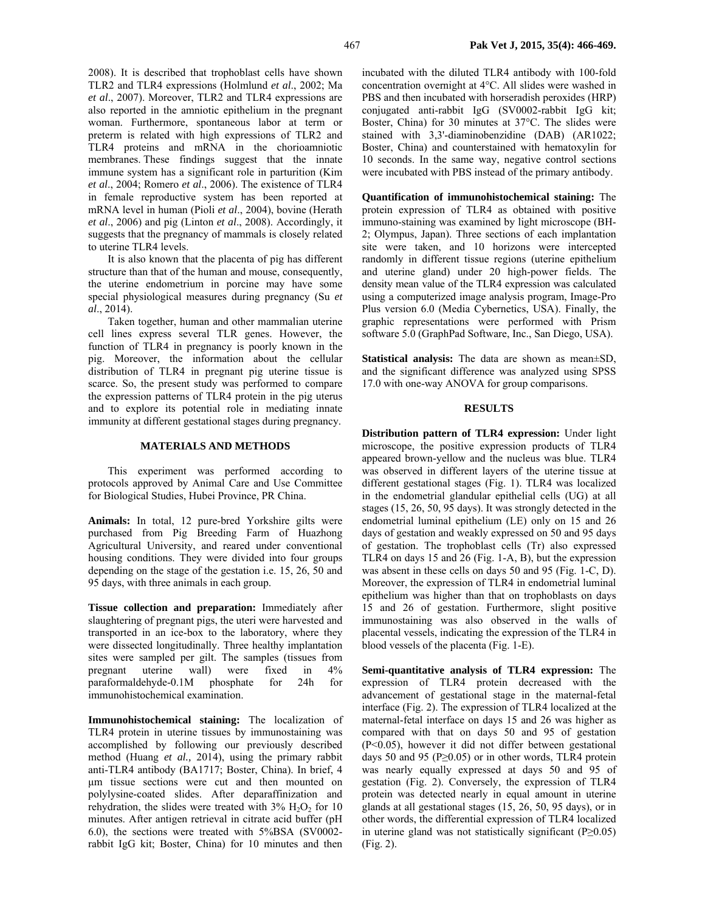2008). It is described that trophoblast cells have shown TLR2 and TLR4 expressions (Holmlund *et al*., 2002; Ma *et al*., 2007). Moreover, TLR2 and TLR4 expressions are also reported in the amniotic epithelium in the pregnant woman. Furthermore, spontaneous labor at term or preterm is related with high expressions of TLR2 and TLR4 proteins and mRNA in the chorioamniotic membranes. These findings suggest that the innate immune system has a significant role in parturition (Kim *et al*., 2004; Romero *et al*., 2006). The existence of TLR4 in female reproductive system has been reported at mRNA level in human (Pioli *et al*., 2004), bovine (Herath *et al*., 2006) and pig (Linton *et al*., 2008). Accordingly, it suggests that the pregnancy of mammals is closely related to uterine TLR4 levels.

It is also known that the placenta of pig has different structure than that of the human and mouse, consequently, the uterine endometrium in porcine may have some special physiological measures during pregnancy (Su *et al*., 2014).

Taken together, human and other mammalian uterine cell lines express several TLR genes. However, the function of TLR4 in pregnancy is poorly known in the pig. Moreover, the information about the cellular distribution of TLR4 in pregnant pig uterine tissue is scarce. So, the present study was performed to compare the expression patterns of TLR4 protein in the pig uterus and to explore its potential role in mediating innate immunity at different gestational stages during pregnancy.

## MATERIALS AND METHODS

This experiment was performed according to protocols approved by Animal Care and Use Committee for Biological Studies, Hubei Province, PR China.

**Animals:** In total, 12 pure-bred Yorkshire gilts were purchased from Pig Breeding Farm of Huazhong Agricultural University, and reared under conventional housing conditions. They were divided into four groups depending on the stage of the gestation i.e. 15, 26, 50 and 95 days, with three animals in each group.

**Tissue collection and preparation:** Immediately after slaughtering of pregnant pigs, the uteri were harvested and transported in an ice-box to the laboratory, where they were dissected longitudinally. Three healthy implantation sites were sampled per gilt. The samples (tissues from pregnant uterine wall) were fixed in 4% paraformaldehyde-0.1M phosphate for 24h for immunohistochemical examination.

**Immunohistochemical staining:** The localization of TLR4 protein in uterine tissues by immunostaining was accomplished by following our previously described method (Huang *et al.,* 2014), using the primary rabbit anti-TLR4 antibody (BA1717; Boster, China). In brief, 4 µm tissue sections were cut and then mounted on polylysine-coated slides. After deparaffinization and rehydration, the slides were treated with 3% $H_2O_2$ for 10 minutes. After antigen retrieval in citrate acid buffer (pH 6.0), the sections were treated with 5%BSA (SV0002-rabbit IgG kit; Boster, China) for 10 minutes and then incubated with the diluted TLR4 antibody with 100-fold concentration overnight at 4°C. All slides were washed in PBS and then incubated with horseradish peroxides (HRP) conjugated anti-rabbit IgG (SV0002-rabbit IgG kit; Boster, China) for 30 minutes at 37°C. The slides were stained with 3,3'-diaminobenzidine (DAB) (AR1022; Boster, China) and counterstained with hematoxylin for 10 seconds. In the same way, negative control sections were incubated with PBS instead of the primary antibody.

**Quantification of immunohistochemical staining:** The protein expression of TLR4 as obtained with positive immuno-staining was examined by light microscope (BH-2; Olympus, Japan). Three sections of each implantation site were taken, and 10 horizons were intercepted randomly in different tissue regions (uterine epithelium and uterine gland) under 20 high-power fields. The density mean value of the TLR4 expression was calculated using a computerized image analysis program, Image-Pro Plus version 6.0 (Media Cybernetics, USA). Finally, the graphic representations were performed with Prism software 5.0 (GraphPad Software, Inc., San Diego, USA).

**Statistical analysis:** The data are shown as mean±SD, and the significant difference was analyzed using SPSS 17.0 with one-way ANOVA for group comparisons.

## RESULTS

**Distribution pattern of TLR4 expression:** Under light microscope, the positive expression products of TLR4 appeared brown-yellow and the nucleus was blue. TLR4 was observed in different layers of the uterine tissue at different gestational stages (Fig. 1). TLR4 was localized in the endometrial glandular epithelial cells (UG) at all stages (15, 26, 50, 95 days). It was strongly detected in the endometrial luminal epithelium (LE) only on 15 and 26 days of gestation and weakly expressed on 50 and 95 days of gestation. The trophoblast cells (Tr) also expressed TLR4 on days 15 and 26 (Fig. 1-A, B), but the expression was absent in these cells on days 50 and 95 (Fig. 1-C, D). Moreover, the expression of TLR4 in endometrial luminal epithelium was higher than that on trophoblasts on days 15 and 26 of gestation. Furthermore, slight positive immunostaining was also observed in the walls of placental vessels, indicating the expression of the TLR4 in blood vessels of the placenta (Fig. 1-E).

**Semi-quantitative analysis of TLR4 expression:** The expression of TLR4 protein decreased with the advancement of gestational stage in the maternal-fetal interface (Fig. 2). The expression of TLR4 localized at the maternal-fetal interface on days 15 and 26 was higher as compared with that on days 50 and 95 of gestation ($P<0.05$), however it did not differ between gestational days 50 and 95 ($P\geq0.05$) or in other words, TLR4 protein was nearly equally expressed at days 50 and 95 of gestation (Fig. 2). Conversely, the expression of TLR4 protein was detected nearly in equal amount in uterine glands at all gestational stages (15, 26, 50, 95 days), or in other words, the differential expression of TLR4 localized in uterine gland was not statistically significant ($P\geq0.05$) (Fig. 2).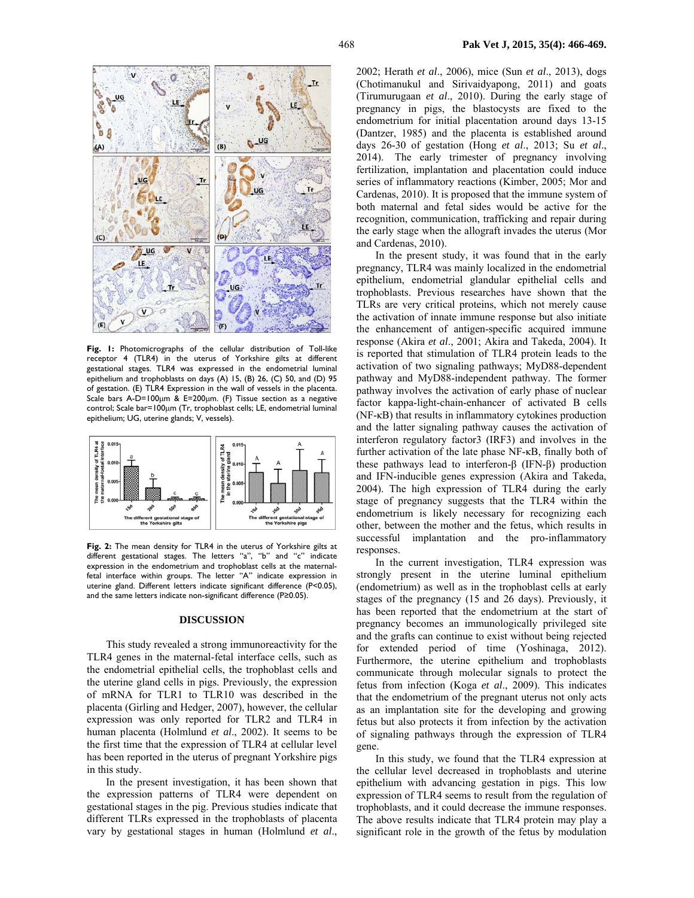Fig. 1: Photomicrographs of the cellular distribution of Toll-like receptor 4 (TLR4) in the uterus of Yorkshire gilts at different gestational stages. TLR4 was expressed in the endometrial luminal epithelium and trophoblasts on days (A) 15, (B) 26, (C) 50, and (D) 95 of gestation. (E) TLR4 Expression in the wall of vessels in the placenta. Scale bars A-D=100μm & E=200μm. (F) Tissue section as a negative control; Scale bar=100μm (Tr, trophoblast cells; LE, endometrial luminal epithelium; UG, uterine glands; V, vessels).

Fig. 2: The mean density for TLR4 in the uterus of Yorkshire gilts at different gestational stages. The letters "a", "b" and "c" indicate expression in the endometrium and trophoblast cells at the maternal-fetal interface within groups. The letter "A" indicate expression in uterine gland. Different letters indicate significant difference (P<0.05), and the same letters indicate non-significant difference (P≥0.05).

## DISCUSSION

This study revealed a strong immunoreactivity for the TLR4 genes in the maternal-fetal interface cells, such as the endometrial epithelial cells, the trophoblast cells and the uterine gland cells in pigs. Previously, the expression of mRNA for TLR1 to TLR10 was described in the placenta (Girling and Hedger, 2007), however, the cellular expression was only reported for TLR2 and TLR4 in human placenta (Holmlund *et al*., 2002). It seems to be the first time that the expression of TLR4 at cellular level has been reported in the uterus of pregnant Yorkshire pigs in this study.

In the present investigation, it has been shown that the expression patterns of TLR4 were dependent on gestational stages in the pig. Previous studies indicate that different TLRs expressed in the trophoblasts of placenta vary by gestational stages in human (Holmlund *et al*., 2002; Herath *et al*., 2006), mice (Sun *et al*., 2013), dogs (Chotimanukul and Sirivaidyapong, 2011) and goats (Tirumurugaan *et al*., 2010). During the early stage of pregnancy in pigs, the blastocysts are fixed to the endometrium for initial placentation around days 13-15 (Dantzer, 1985) and the placenta is established around days 26-30 of gestation (Hong *et al*., 2013; Su *et al*., 2014). The early trimester of pregnancy involving fertilization, implantation and placentation could induce series of inflammatory reactions (Kimber, 2005; Mor and Cardenas, 2010). It is proposed that the immune system of both maternal and fetal sides would be active for the recognition, communication, trafficking and repair during the early stage when the allograft invades the uterus (Mor and Cardenas, 2010).

In the present study, it was found that in the early pregnancy, TLR4 was mainly localized in the endometrial epithelium, endometrial glandular epithelial cells and trophoblasts. Previous researches have shown that the TLRs are very critical proteins, which not merely cause the activation of innate immune response but also initiate the enhancement of antigen-specific acquired immune response (Akira *et al*., 2001; Akira and Takeda, 2004). It is reported that stimulation of TLR4 protein leads to the activation of two signaling pathways; MyD88-dependent pathway and MyD88-independent pathway. The former pathway involves the activation of early phase of nuclear factor kappa-light-chain-enhancer of activated B cells (NF-κB) that results in inflammatory cytokines production and the latter signaling pathway causes the activation of interferon regulatory factor3 (IRF3) and involves in the further activation of the late phase NF-κB, finally both of these pathways lead to interferon-β (IFN-β) production and IFN-inducible genes expression (Akira and Takeda, 2004). The high expression of TLR4 during the early stage of pregnancy suggests that the TLR4 within the endometrium is likely necessary for recognizing each other, between the mother and the fetus, which results in successful implantation and the pro-inflammatory responses.

In the current investigation, TLR4 expression was strongly present in the uterine luminal epithelium (endometrium) as well as in the trophoblast cells at early stages of the pregnancy (15 and 26 days). Previously, it has been reported that the endometrium at the start of pregnancy becomes an immunologically privileged site and the grafts can continue to exist without being rejected for extended period of time (Yoshinaga, 2012). Furthermore, the uterine epithelium and trophoblasts communicate through molecular signals to protect the fetus from infection (Koga *et al*., 2009). This indicates that the endometrium of the pregnant uterus not only acts as an implantation site for the developing and growing fetus but also protects it from infection by the activation of signaling pathways through the expression of TLR4 gene.

In this study, we found that the TLR4 expression at the cellular level decreased in trophoblasts and uterine epithelium with advancing gestation in pigs. This low expression of TLR4 seems to result from the regulation of trophoblasts, and it could decrease the immune responses. The above results indicate that TLR4 protein may play a significant role in the growth of the fetus by modulation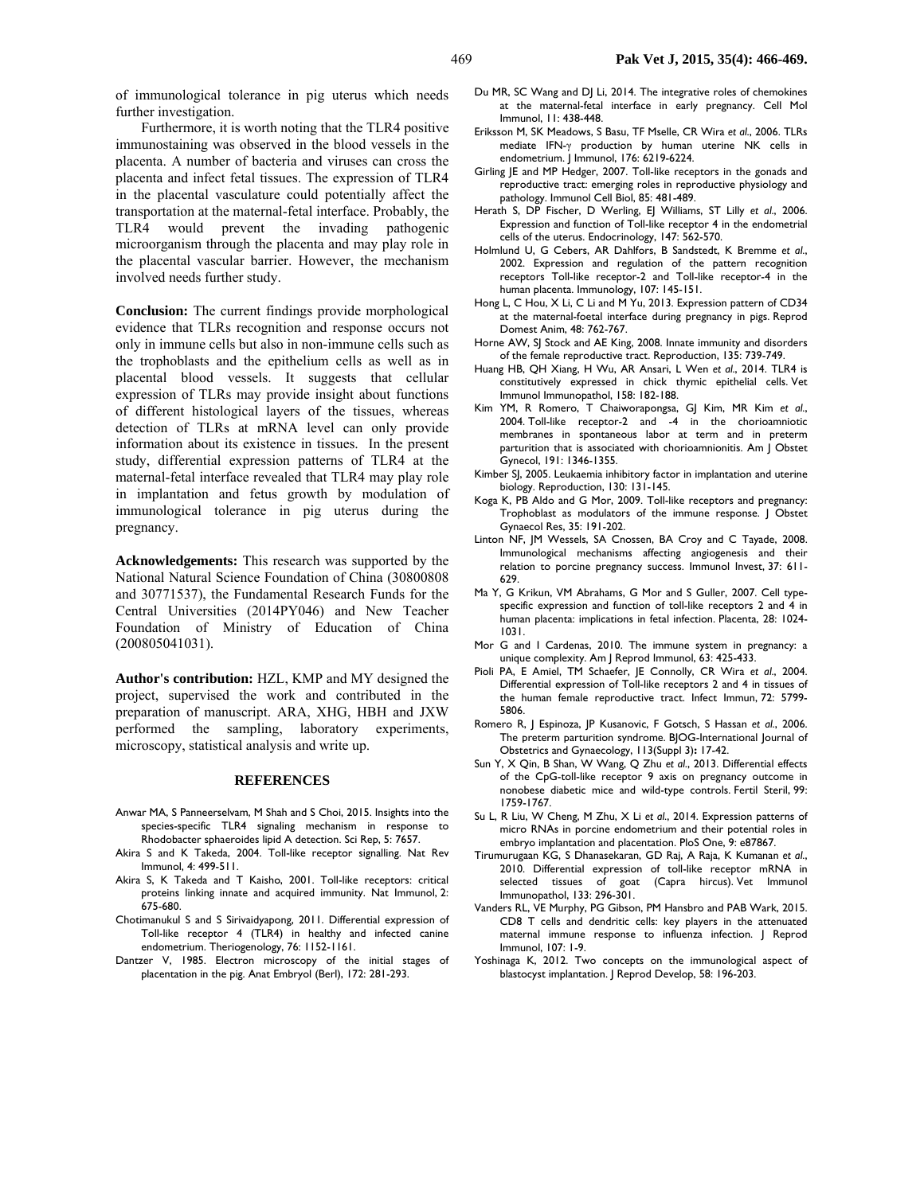of immunological tolerance in pig uterus which needs further investigation.

Furthermore, it is worth noting that the TLR4 positive immunostaining was observed in the blood vessels in the placenta. A number of bacteria and viruses can cross the placenta and infect fetal tissues. The expression of TLR4 in the placental vasculature could potentially affect the transportation at the maternal-fetal interface. Probably, the TLR4 would prevent the invading pathogenic microorganism through the placenta and may play role in the placental vascular barrier. However, the mechanism involved needs further study.

**Conclusion:** The current findings provide morphological evidence that TLRs recognition and response occurs not only in immune cells but also in non-immune cells such as the trophoblasts and the epithelium cells as well as in placental blood vessels. It suggests that cellular expression of TLRs may provide insight about functions of different histological layers of the tissues, whereas detection of TLRs at mRNA level can only provide information about its existence in tissues. In the present study, differential expression patterns of TLR4 at the maternal-fetal interface revealed that TLR4 may play role in implantation and fetus growth by modulation of immunological tolerance in pig uterus during the pregnancy.

**Acknowledgements:** This research was supported by the National Natural Science Foundation of China (30800808 and 30771537), the Fundamental Research Funds for the Central Universities (2014PY046) and New Teacher Foundation of Ministry of Education of China (200805041031).

**Author's contribution:** HZL, KMP and MY designed the project, supervised the work and contributed in the preparation of manuscript. ARA, XHG, HBH and JXW performed the sampling, laboratory experiments, microscopy, statistical analysis and write up.

## REFERENCES

Anwar MA, S Panneerselvam, M Shah and S Choi, 2015. Insights into the species-specific TLR4 signaling mechanism in response to Rhodobacter sphaeroides lipid A detection. Sci Rep, 5: 7657.

Akira S and K Takeda, 2004. Toll-like receptor signalling. Nat Rev Immunol, 4: 499-511.

Akira S, K Takeda and T Kaisho, 2001. Toll-like receptors: critical proteins linking innate and acquired immunity. Nat Immunol, 2: 675-680.

Chotimanukul S and S Sirivaidyapong, 2011. Differential expression of Toll-like receptor 4 (TLR4) in healthy and infected canine endometrium. Theriogenology, 76: 1152-1161.

Dantzer V, 1985. Electron microscopy of the initial stages of placentation in the pig. Anat Embryol (Berl), 172: 281-293.

Du MR, SC Wang and DJ Li, 2014. The integrative roles of chemokines at the maternal-fetal interface in early pregnancy. Cell Mol Immunol, 11: 438-448.

Eriksson M, SK Meadows, S Basu, TF Mselle, CR Wira *et al*., 2006. TLRs mediate IFN-γ production by human uterine NK cells in endometrium. J Immunol, 176: 6219-6224.

Girling JE and MP Hedger, 2007. Toll-like receptors in the gonads and reproductive tract: emerging roles in reproductive physiology and pathology. Immunol Cell Biol, 85: 481-489.

Herath S, DP Fischer, D Werling, EJ Williams, ST Lilly *et al*., 2006. Expression and function of Toll-like receptor 4 in the endometrial cells of the uterus. Endocrinology, 147: 562-570.

Holmlund U, G Cebers, AR Dahlfors, B Sandstedt, K Bremme *et al*., 2002. Expression and regulation of the pattern recognition receptors Toll-like receptor-2 and Toll-like receptor-4 in the human placenta. Immunology, 107: 145-151.

Hong L, C Hou, X Li, C Li and M Yu, 2013. Expression pattern of CD34 at the maternal-foetal interface during pregnancy in pigs. Reprod Domest Anim, 48: 762-767.

Horne AW, SJ Stock and AE King, 2008. Innate immunity and disorders of the female reproductive tract. Reproduction, 135: 739-749.

Huang HB, QH Xiang, H Wu, AR Ansari, L Wen *et al*., 2014. TLR4 is constitutively expressed in chick thymic epithelial cells. Vet Immunol Immunopathol, 158: 182-188.

Kim YM, R Romero, T Chaiworapongsa, GJ Kim, MR Kim *et al*., 2004. Toll-like receptor-2 and -4 in the chorioamniotic membranes in spontaneous labor at term and in preterm parturition that is associated with chorioamnionitis. Am J Obstet Gynecol, 191: 1346-1355.

Kimber SJ, 2005. Leukaemia inhibitory factor in implantation and uterine biology. Reproduction, 130: 131-145.

Koga K, PB Aldo and G Mor, 2009. Toll-like receptors and pregnancy: Trophoblast as modulators of the immune response. J Obstet Gynaecol Res, 35: 191-202.

Linton NF, JM Wessels, SA Cnossen, BA Croy and C Tayade, 2008. Immunological mechanisms affecting angiogenesis and their relation to porcine pregnancy success. Immunol Invest, 37: 611-629.

Ma Y, G Krikun, VM Abrahams, G Mor and S Guller, 2007. Cell type-specific expression and function of toll-like receptors 2 and 4 in human placenta: implications in fetal infection. Placenta, 28: 1024-1031.

Mor G and I Cardenas, 2010. The immune system in pregnancy: a unique complexity. Am J Reprod Immunol, 63: 425-433.

Pioli PA, E Amiel, TM Schaefer, JE Connolly, CR Wira *et al*., 2004. Differential expression of Toll-like receptors 2 and 4 in tissues of the human female reproductive tract. Infect Immun, 72: 5799-5806.

Romero R, J Espinoza, JP Kusanovic, F Gotsch, S Hassan *et al*., 2006. The preterm parturition syndrome. BJOG-International Journal of Obstetrics and Gynaecology, 113(Suppl 3)**:** 17-42.

Sun Y, X Qin, B Shan, W Wang, Q Zhu *et al*., 2013. Differential effects of the CpG-toll-like receptor 9 axis on pregnancy outcome in nonobese diabetic mice and wild-type controls. Fertil Steril, 99: 1759-1767.

Su L, R Liu, W Cheng, M Zhu, X Li *et al*., 2014. Expression patterns of micro RNAs in porcine endometrium and their potential roles in embryo implantation and placentation. PloS One, 9: e87867.

Tirumurugaan KG, S Dhanasekaran, GD Raj, A Raja, K Kumanan *et al*., 2010. Differential expression of toll-like receptor mRNA in selected tissues of goat (Capra hircus). Vet Immunol Immunopathol, 133: 296-301.

Vanders RL, VE Murphy, PG Gibson, PM Hansbro and PAB Wark, 2015. CD8 T cells and dendritic cells: key players in the attenuated maternal immune response to influenza infection. J Reprod Immunol, 107: 1-9.

Yoshinaga K, 2012. Two concepts on the immunological aspect of blastocyst implantation. J Reprod Develop, 58: 196-203.